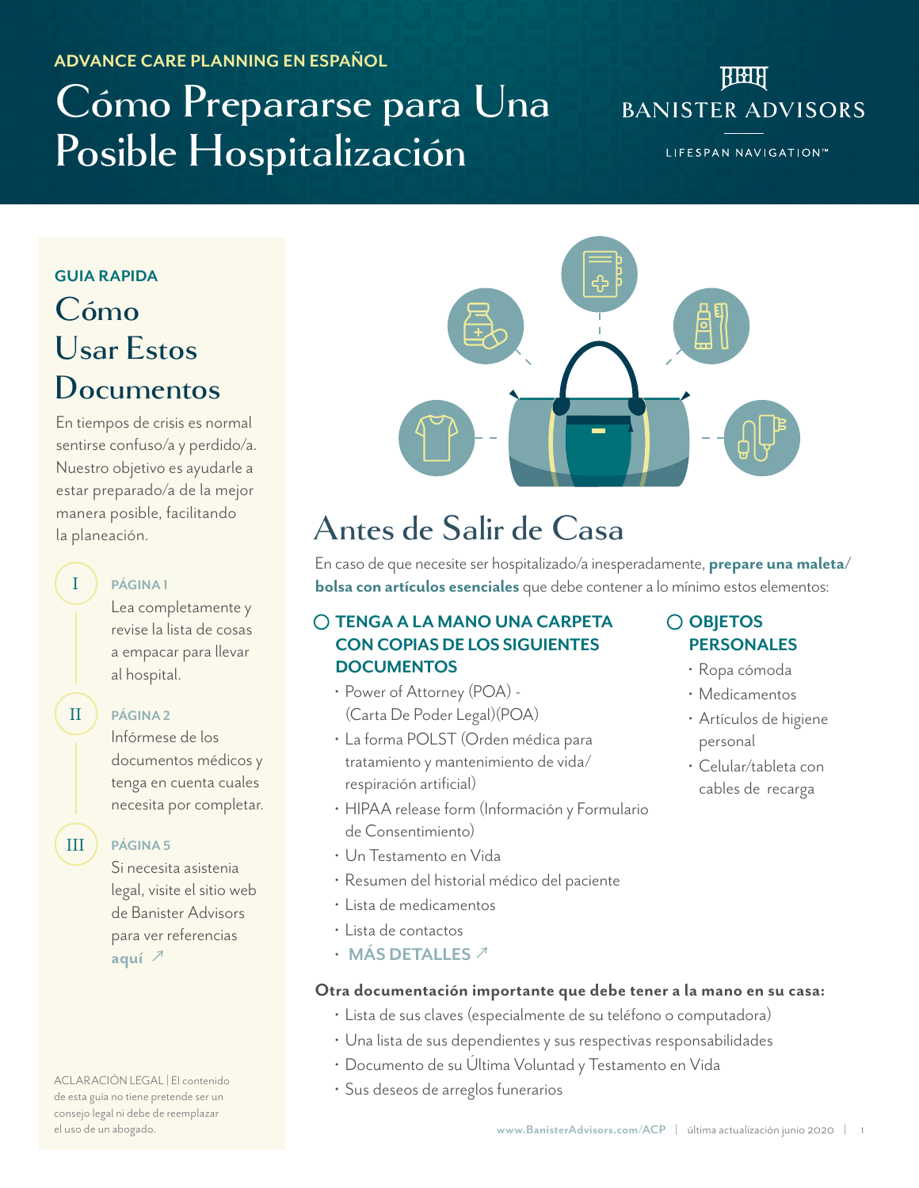ADVANCE CARE PLANNING EN ESPAÑOL

# Cómo Prepararse para Una Posible Hospitalización

BANISTER ADVISORS

LIFESPAN NAVIGATION™

**GUIA RAPIDA**

## Cómo Usar Estos Documentos

En tiempos de crisis es normal sentirse confuso/a y perdido/a. Nuestro objetivo es ayudarle a estar preparado/a de la mejor manera posible, facilitando la planeación.

I — **PÁGINA 1**
Lea completamente y revise la lista de cosas a empacar para llevar al hospital.

II — **PÁGINA 2**
Infórmese de los documentos médicos y tenga en cuenta cuales necesita por completar.

III — **PÁGINA 5**
Si necesita asistencia legal, visite el sitio web de Banister Advisors para ver referencias **aquí** ↗

ACLARACIÓN LEGAL | El contenido de esta guía no tiene pretende ser un consejo legal ni debe de reemplazar el uso de un abogado.

## Antes de Salir de Casa

En caso de que necesite ser hospitalizado/a inesperadamente, **prepare una maleta/ bolsa con artículos esenciales** que debe contener a lo mínimo estos elementos:

### ○ TENGA A LA MANO UNA CARPETA CON COPIAS DE LOS SIGUIENTES DOCUMENTOS

- Power of Attorney (POA) - (Carta De Poder Legal)(POA)
- La forma POLST (Orden médica para tratamiento y mantenimiento de vida/ respiración artificial)
- HIPAA release form (Información y Formulario de Consentimiento)
- Un Testamento en Vida
- Resumen del historial médico del paciente
- Lista de medicamentos
- Lista de contactos
- MÁS DETALLES ↗

### ○ OBJETOS PERSONALES

- Ropa cómoda
- Medicamentos
- Artículos de higiene personal
- Celular/tableta con cables de recarga

**Otra documentación importante que debe tener a la mano en su casa:**

- Lista de sus claves (especialmente de su teléfono o computadora)
- Una lista de sus dependientes y sus respectivas responsabilidades
- Documento de su Última Voluntad y Testamento en Vida
- Sus deseos de arreglos funerarios

www.BanisterAdvisors.com/ACP | última actualización junio 2020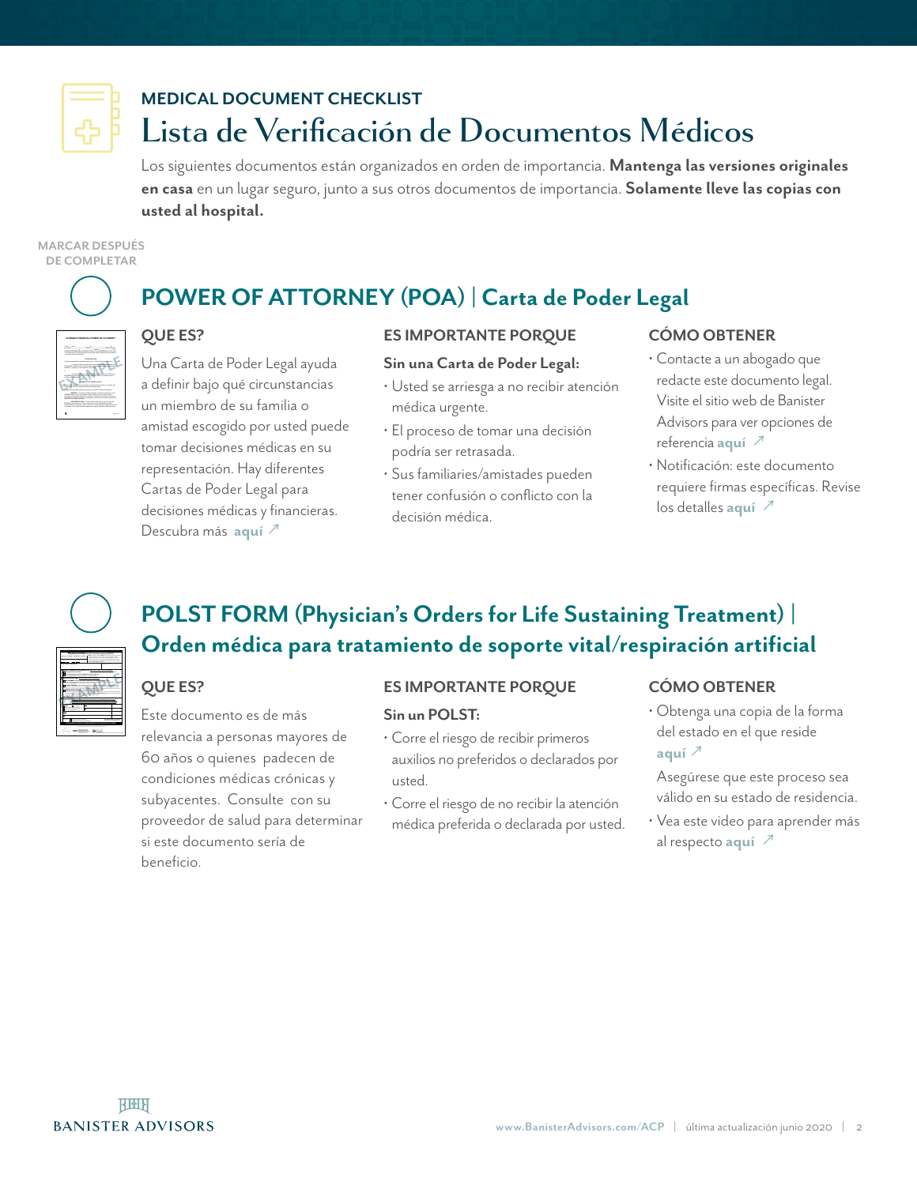## MEDICAL DOCUMENT CHECKLIST

# Lista de Verificación de Documentos Médicos

Los siguientes documentos están organizados en orden de importancia. **Mantenga las versiones originales en casa** en un lugar seguro, junto a sus otros documentos de importancia. **Solamente lleve las copias con usted al hospital.**

MARCAR DESPUÉS DE COMPLETAR

## POWER OF ATTORNEY (POA) | Carta de Poder Legal

### QUE ES?

Una Carta de Poder Legal ayuda a definir bajo qué circunstancias un miembro de su familia o amistad escogido por usted puede tomar decisiones médicas en su representación. Hay diferentes Cartas de Poder Legal para decisiones médicas y financieras. Descubra más **aquí** ↗

### ES IMPORTANTE PORQUE

**Sin una Carta de Poder Legal:**

- Usted se arriesga a no recibir atención médica urgente.
- El proceso de tomar una decisión podría ser retrasada.
- Sus familiares/amistades pueden tener confusión o conflicto con la decisión médica.

### CÓMO OBTENER

- Contacte a un abogado que redacte este documento legal. Visite el sitio web de Banister Advisors para ver opciones de referencia **aquí** ↗
- Notificación: este documento requiere firmas específicas. Revise los detalles **aquí** ↗

## POLST FORM (Physician's Orders for Life Sustaining Treatment) | Orden médica para tratamiento de soporte vital/respiración artificial

### QUE ES?

Este documento es de más relevancia a personas mayores de 60 años o quienes padecen de condiciones médicas crónicas y subyacentes. Consulte con su proveedor de salud para determinar si este documento sería de beneficio.

### ES IMPORTANTE PORQUE

**Sin un POLST:**

- Corre el riesgo de recibir primeros auxilios no preferidos o declarados por usted.
- Corre el riesgo de no recibir la atención médica preferida o declarada por usted.

### CÓMO OBTENER

- Obtenga una copia de la forma del estado en el que reside **aquí** ↗

  Asegúrese que este proceso sea válido en su estado de residencia.
- Vea este video para aprender más al respecto **aquí** ↗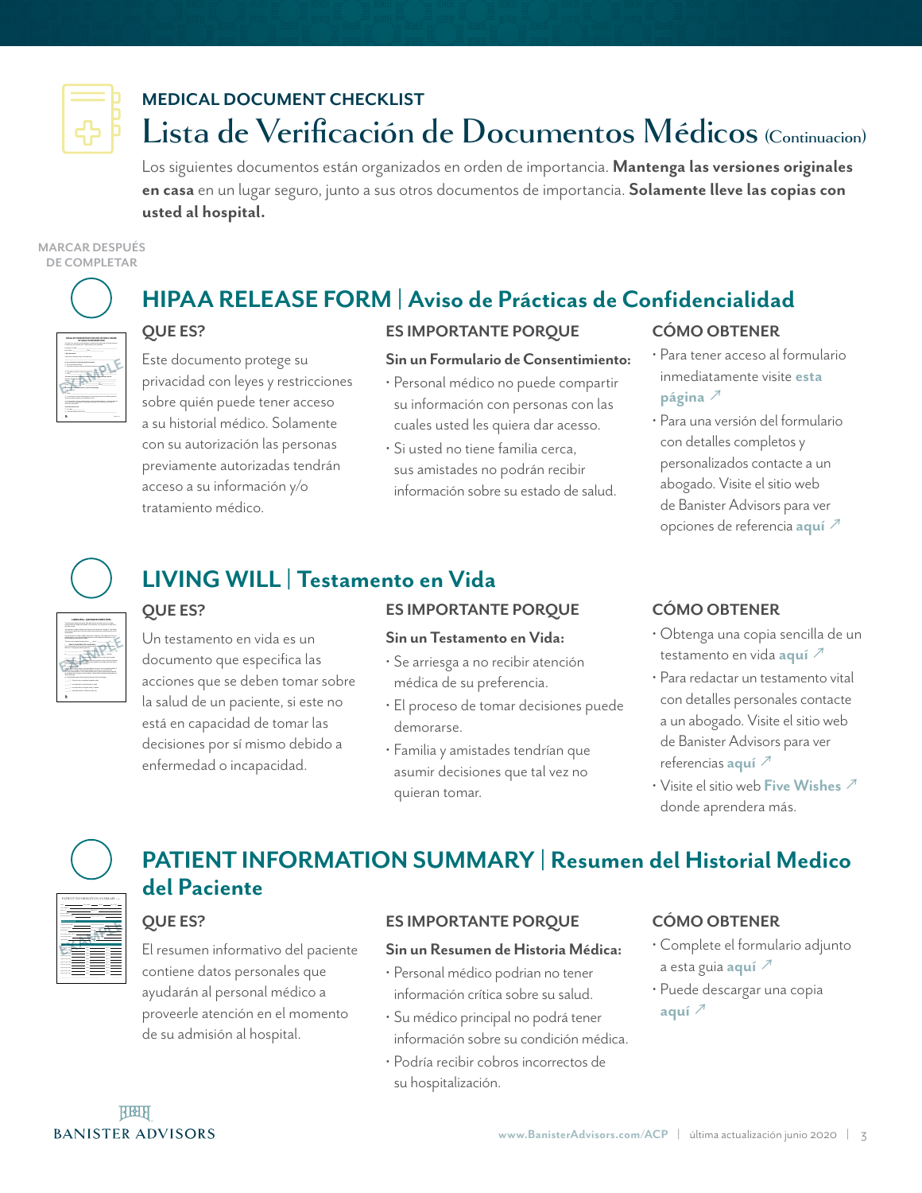## MEDICAL DOCUMENT CHECKLIST

# Lista de Verificación de Documentos Médicos (Continuacion)

Los siguientes documentos están organizados en orden de importancia. **Mantenga las versiones originales en casa** en un lugar seguro, junto a sus otros documentos de importancia. **Solamente lleve las copias con usted al hospital.**

MARCAR DESPUÉS DE COMPLETAR

## HIPAA RELEASE FORM | Aviso de Prácticas de Confidencialidad

### QUE ES?

Este documento protege su privacidad con leyes y restricciones sobre quién puede tener acceso a su historial médico. Solamente con su autorización las personas previamente autorizadas tendrán acceso a su información y/o tratamiento médico.

### ES IMPORTANTE PORQUE

**Sin un Formulario de Consentimiento:**

- Personal médico no puede compartir su información con personas con las cuales usted les quiera dar acesso.
- Si usted no tiene familia cerca, sus amistades no podrán recibir información sobre su estado de salud.

### CÓMO OBTENER

- Para tener acceso al formulario inmediatamente visite **esta página** ↗
- Para una versión del formulario con detalles completos y personalizados contacte a un abogado. Visite el sitio web de Banister Advisors para ver opciones de referencia **aquí** ↗

## LIVING WILL | Testamento en Vida

### QUE ES?

Un testamento en vida es un documento que especifica las acciones que se deben tomar sobre la salud de un paciente, si este no está en capacidad de tomar las decisiones por sí mismo debido a enfermedad o incapacidad.

### ES IMPORTANTE PORQUE

**Sin un Testamento en Vida:**

- Se arriesga a no recibir atención médica de su preferencia.
- El proceso de tomar decisiones puede demorarse.
- Familia y amistades tendrían que asumir decisiones que tal vez no quieran tomar.

### CÓMO OBTENER

- Obtenga una copia sencilla de un testamento en vida **aquí** ↗
- Para redactar un testamento vital con detalles personales contacte a un abogado. Visite el sitio web de Banister Advisors para ver referencias **aquí** ↗
- Visite el sitio web **Five Wishes** ↗ donde aprendera más.

## PATIENT INFORMATION SUMMARY | Resumen del Historial Medico del Paciente

### QUE ES?

El resumen informativo del paciente contiene datos personales que ayudarán al personal médico a proveerle atención en el momento de su admisión al hospital.

### ES IMPORTANTE PORQUE

**Sin un Resumen de Historia Médica:**

- Personal médico podrian no tener información crítica sobre su salud.
- Su médico principal no podrá tener información sobre su condición médica.
- Podría recibir cobros incorrectos de su hospitalización.

### CÓMO OBTENER

- Complete el formulario adjunto a esta guia **aquí** ↗
- Puede descargar una copia **aquí** ↗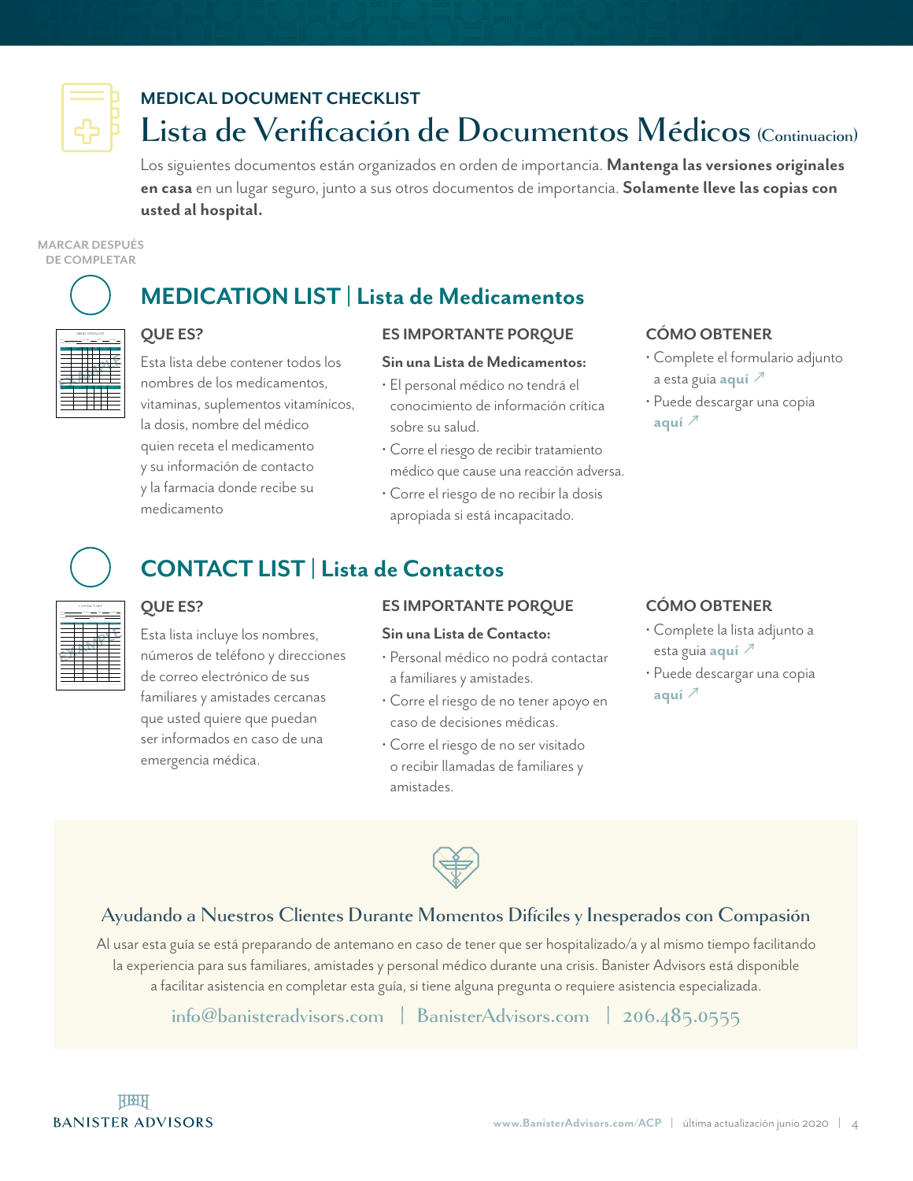**MEDICAL DOCUMENT CHECKLIST**

# Lista de Verificación de Documentos Médicos (Continuacion)

Los siguientes documentos están organizados en orden de importancia. **Mantenga las versiones originales en casa** en un lugar seguro, junto a sus otros documentos de importancia. **Solamente lleve las copias con usted al hospital.**

MARCAR DESPUÉS DE COMPLETAR

## MEDICATION LIST | Lista de Medicamentos

### QUE ES?

Esta lista debe contener todos los nombres de los medicamentos, vitaminas, suplementos vitamínicos, la dosis, nombre del médico quien receta el medicamento y su información de contacto y la farmacia donde recibe su medicamento

### ES IMPORTANTE PORQUE

**Sin una Lista de Medicamentos:**

- El personal médico no tendrá el conocimiento de información crítica sobre su salud.
- Corre el riesgo de recibir tratamiento médico que cause una reacción adversa.
- Corre el riesgo de no recibir la dosis apropiada si está incapacitado.

### CÓMO OBTENER

- Complete el formulario adjunto a esta guia **aquí** ↗
- Puede descargar una copia **aquí** ↗

## CONTACT LIST | Lista de Contactos

### QUE ES?

Esta lista incluye los nombres, números de teléfono y direcciones de correo electrónico de sus familiares y amistades cercanas que usted quiere que puedan ser informados en caso de una emergencia médica.

### ES IMPORTANTE PORQUE

**Sin una Lista de Contacto:**

- Personal médico no podrá contactar a familiares y amistades.
- Corre el riesgo de no tener apoyo en caso de decisiones médicas.
- Corre el riesgo de no ser visitado o recibir llamadas de familiares y amistades.

### CÓMO OBTENER

- Complete la lista adjunto a esta guia **aquí** ↗
- Puede descargar una copia **aquí** ↗

## Ayudando a Nuestros Clientes Durante Momentos Difíciles y Inesperados con Compasión

Al usar esta guía se está preparando de antemano en caso de tener que ser hospitalizado/a y al mismo tiempo facilitando la experiencia para sus familiares, amistades y personal médico durante una crisis. Banister Advisors está disponible a facilitar asistencia en completar esta guía, si tiene alguna pregunta o requiere asistencia especializada.

info@banisteradvisors.com | BanisterAdvisors.com | 206.485.0555

BANISTER ADVISORS

www.BanisterAdvisors.com/ACP | última actualización junio 2020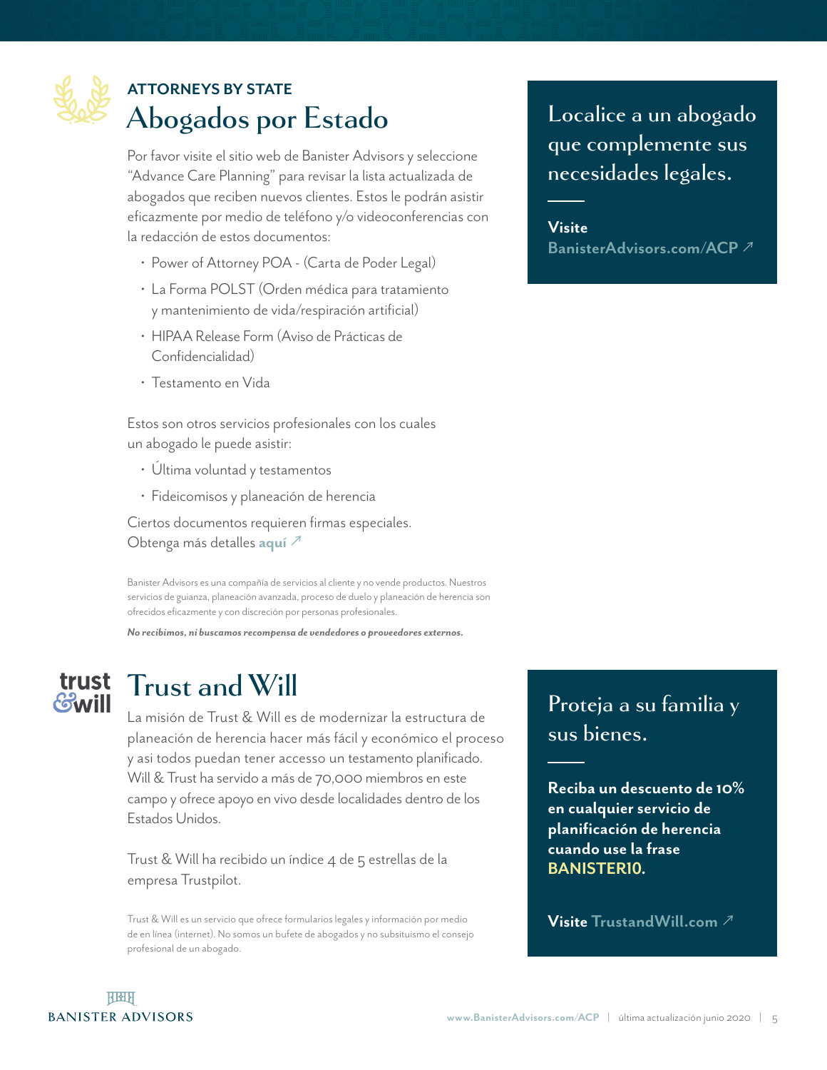ATTORNEYS BY STATE

# Abogados por Estado

Por favor visite el sitio web de Banister Advisors y seleccione "Advance Care Planning" para revisar la lista actualizada de abogados que reciben nuevos clientes. Estos le podrán asistir eficazmente por medio de teléfono y/o videoconferencias con la redacción de estos documentos:

- Power of Attorney POA - (Carta de Poder Legal)
- La Forma POLST (Orden médica para tratamiento y mantenimiento de vida/respiración artificial)
- HIPAA Release Form (Aviso de Prácticas de Confidencialidad)
- Testamento en Vida

Estos son otros servicios profesionales con los cuales un abogado le puede asistir:

- Última voluntad y testamentos
- Fideicomisos y planeación de herencia

Ciertos documentos requieren firmas especiales. Obtenga más detalles **aquí** ↗

Banister Advisors es una compañía de servicios al cliente y no vende productos. Nuestros servicios de guianza, planeación avanzada, proceso de duelo y planeación de herencia son ofrecidos eficazmente y con discreción por personas profesionales.

***No recibimos, ni buscamos recompensa de vendedores o proveedores externos.***

Localice a un abogado que complemente sus necesidades legales.

**Visite BanisterAdvisors.com/ACP** ↗

# Trust and Will

La misión de Trust & Will es de modernizar la estructura de planeación de herencia hacer más fácil y económico el proceso y asi todos puedan tener accesso un testamento planificado. Will & Trust ha servido a más de 70,000 miembros en este campo y ofrece apoyo en vivo desde localidades dentro de los Estados Unidos.

Trust & Will ha recibido un índice 4 de 5 estrellas de la empresa Trustpilot.

Trust & Will es un servicio que ofrece formularios legales y información por medio de en línea (internet). No somos un bufete de abogados y no subsituismo el consejo profesional de un abogado.

Proteja a su familia y sus bienes.

**Reciba un descuento de 10% en cualquier servicio de planificación de herencia cuando use la frase BANISTER10.**

**Visite TrustandWill.com** ↗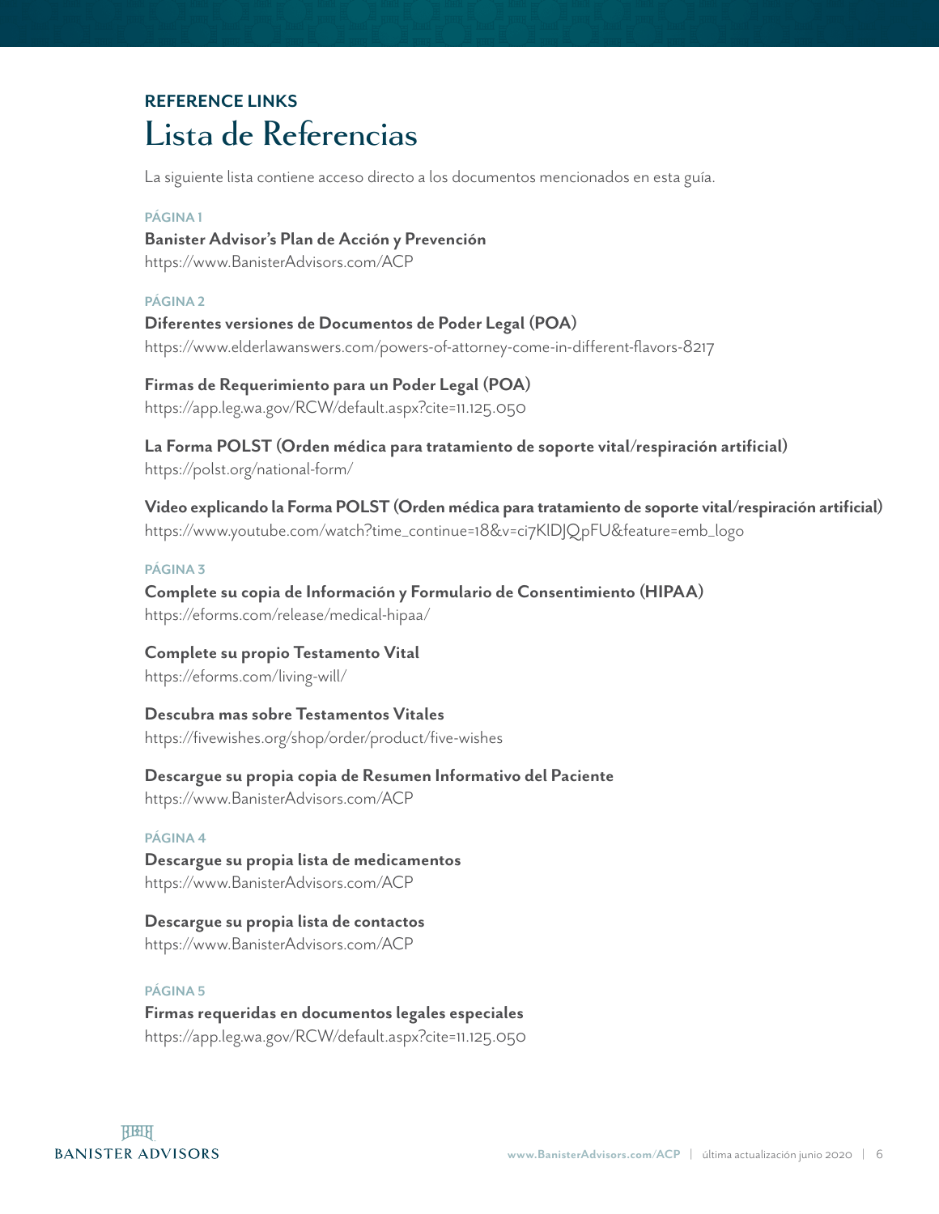## REFERENCE LINKS

# Lista de Referencias

La siguiente lista contiene acceso directo a los documentos mencionados en esta guía.

### PÁGINA 1

**Banister Advisor's Plan de Acción y Prevención**
https://www.BanisterAdvisors.com/ACP

### PÁGINA 2

**Diferentes versiones de Documentos de Poder Legal (POA)**
https://www.elderlawanswers.com/powers-of-attorney-come-in-different-flavors-8217

**Firmas de Requerimiento para un Poder Legal (POA)**
https://app.leg.wa.gov/RCW/default.aspx?cite=11.125.050

**La Forma POLST (Orden médica para tratamiento de soporte vital/respiración artificial)**
https://polst.org/national-form/

**Video explicando la Forma POLST (Orden médica para tratamiento de soporte vital/respiración artificial)**
https://www.youtube.com/watch?time_continue=18&v=ci7KIDJQpFU&feature=emb_logo

### PÁGINA 3

**Complete su copia de Información y Formulario de Consentimiento (HIPAA)**
https://eforms.com/release/medical-hipaa/

**Complete su propio Testamento Vital**
https://eforms.com/living-will/

**Descubra mas sobre Testamentos Vitales**
https://fivewishes.org/shop/order/product/five-wishes

**Descargue su propia copia de Resumen Informativo del Paciente**
https://www.BanisterAdvisors.com/ACP

### PÁGINA 4

**Descargue su propia lista de medicamentos**
https://www.BanisterAdvisors.com/ACP

**Descargue su propia lista de contactos**
https://www.BanisterAdvisors.com/ACP

### PÁGINA 5

**Firmas requeridas en documentos legales especiales**
https://app.leg.wa.gov/RCW/default.aspx?cite=11.125.050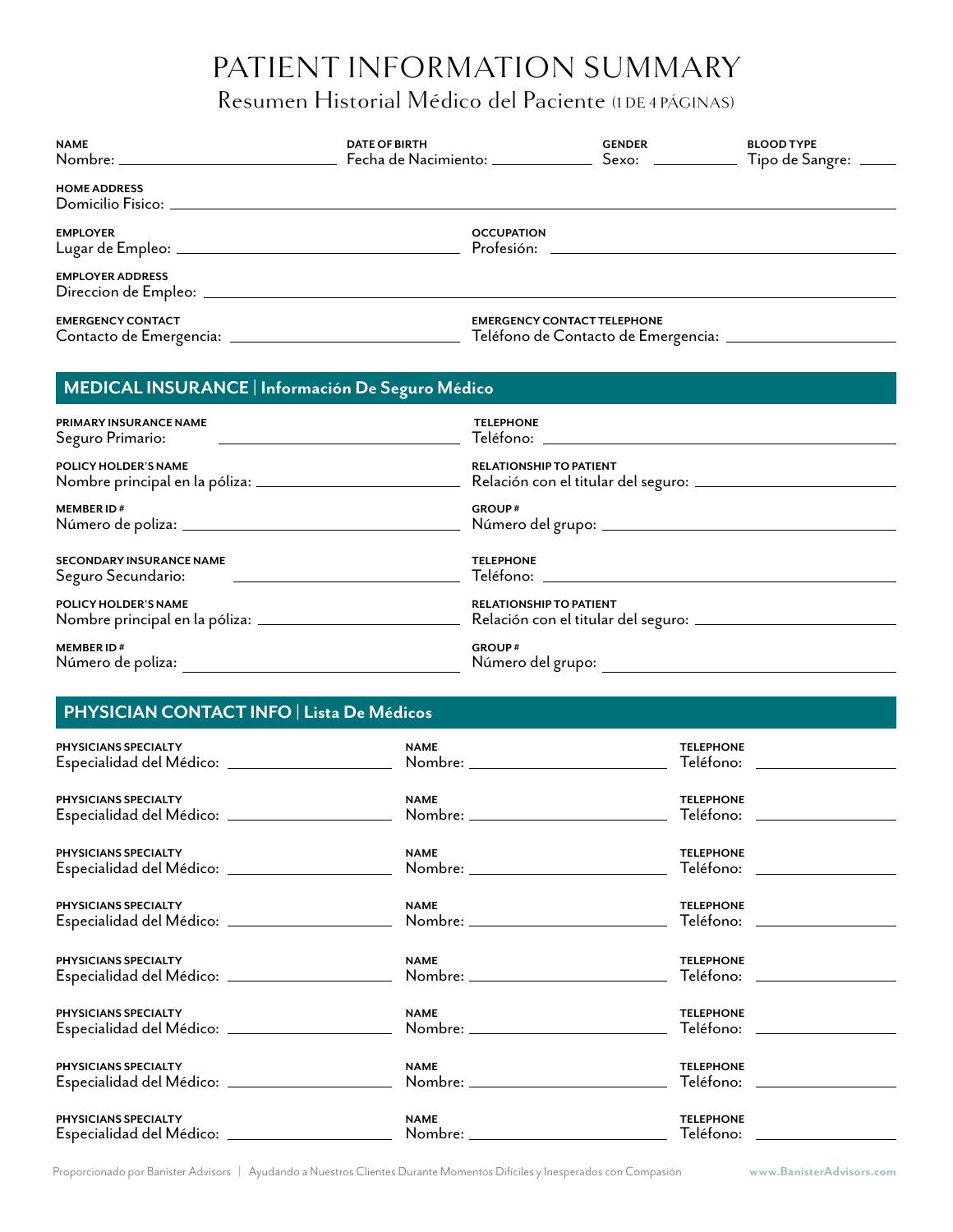# PATIENT INFORMATION SUMMARY

## Resumen Historial Médico del Paciente (1 DE 4 PÁGINAS)

**NAME**
Nombre: ______________________

**DATE OF BIRTH**
Fecha de Nacimiento: ______________

**GENDER**
Sexo: __________

**BLOOD TYPE**
Tipo de Sangre: _____

**HOME ADDRESS**
Domicilio Fisico: ______________________________________________

**EMPLOYER**
Lugar de Empleo: ______________________

**OCCUPATION**
Profesión: ______________________

**EMPLOYER ADDRESS**
Direccion de Empleo: ______________________________________________

**EMERGENCY CONTACT**
Contacto de Emergencia: ______________________

**EMERGENCY CONTACT TELEPHONE**
Teléfono de Contacto de Emergencia: ______________________

## MEDICAL INSURANCE | Información De Seguro Médico

**PRIMARY INSURANCE NAME**
Seguro Primario: ______________________

**TELEPHONE**
Teléfono: ______________________

**POLICY HOLDER'S NAME**
Nombre principal en la póliza: ______________________

**RELATIONSHIP TO PATIENT**
Relación con el titular del seguro: ______________________

**MEMBER ID #**
Número de poliza: ______________________

**GROUP #**
Número del grupo: ______________________

**SECONDARY INSURANCE NAME**
Seguro Secundario: ______________________

**TELEPHONE**
Teléfono: ______________________

**POLICY HOLDER'S NAME**
Nombre principal en la póliza: ______________________

**RELATIONSHIP TO PATIENT**
Relación con el titular del seguro: ______________________

**MEMBER ID #**
Número de poliza: ______________________

**GROUP #**
Número del grupo: ______________________

## PHYSICIAN CONTACT INFO | Lista De Médicos

| PHYSICIANS SPECIALTY<br>Especialidad del Médico: | NAME<br>Nombre: | TELEPHONE<br>Teléfono: |
|---|---|---|
| | | |
| | | |
| | | |
| | | |
| | | |
| | | |
| | | |
| | | |

Proporcionado por Banister Advisors | Ayudando a Nuestros Clientes Durante Momentos Difíciles y Inesperados con Compasión www.BanisterAdvisors.com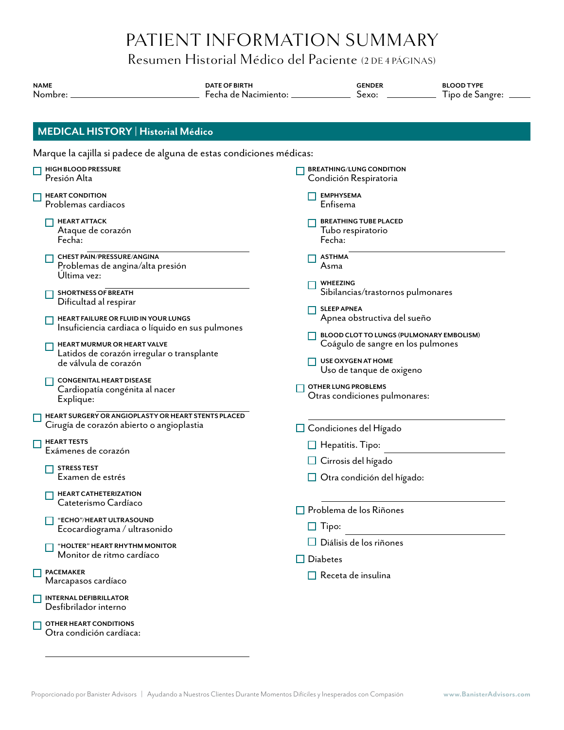# PATIENT INFORMATION SUMMARY

## Resumen Historial Médico del Paciente (2 DE 4 PÁGINAS)

**NAME** Nombre: ______________________ **DATE OF BIRTH** Fecha de Nacimiento: ____________ **GENDER** Sexo: __________ **BLOOD TYPE** Tipo de Sangre: _____

## MEDICAL HISTORY | Historial Médico

Marque la cajilla si padece de alguna de estas condiciones médicas:

- ☐ **HIGH BLOOD PRESSURE** Presión Alta
- ☐ **HEART CONDITION** Problemas cardiacos
  - ☐ **HEART ATTACK** Ataque de corazón Fecha: ______________________
  - ☐ **CHEST PAIN/PRESSURE/ANGINA** Problemas de angina/alta presión Última vez: ______________________
  - ☐ **SHORTNESS OF BREATH** Dificultad al respirar
  - ☐ **HEART FAILURE OR FLUID IN YOUR LUNGS** Insuficiencia cardiaca o líquido en sus pulmones
  - ☐ **HEART MURMUR OR HEART VALVE** Latidos de corazón irregular o transplante de válvula de corazón
  - ☐ **CONGENITAL HEART DISEASE** Cardiopatía congénita al nacer Explique: ______________________
- ☐ **HEART SURGERY OR ANGIOPLASTY OR HEART STENTS PLACED** Cirugía de corazón abierto o angioplastia
- ☐ **HEART TESTS** Exámenes de corazón
  - ☐ **STRESS TEST** Examen de estrés
  - ☐ **HEART CATHETERIZATION** Cateterismo Cardíaco
  - ☐ **"ECHO"/HEART ULTRASOUND** Ecocardiograma / ultrasonido
  - ☐ **"HOLTER" HEART RHYTHM MONITOR** Monitor de ritmo cardíaco
- ☐ **PACEMAKER** Marcapasos cardíaco
- ☐ **INTERNAL DEFIBRILLATOR** Desfibrilador interno
- ☐ **OTHER HEART CONDITIONS** Otra condición cardíaca: ______________________

- ☐ **BREATHING/LUNG CONDITION** Condición Respiratoria
  - ☐ **EMPHYSEMA** Enfisema
  - ☐ **BREATHING TUBE PLACED** Tubo respiratorio Fecha: ______________________
  - ☐ **ASTHMA** Asma
  - ☐ **WHEEZING** Sibilancias/trastornos pulmonares
  - ☐ **SLEEP APNEA** Apnea obstructiva del sueño
  - ☐ **BLOOD CLOT TO LUNGS (PULMONARY EMBOLISM)** Coágulo de sangre en los pulmones
  - ☐ **USE OXYGEN AT HOME** Uso de tanque de oxigeno
- ☐ **OTHER LUNG PROBLEMS** Otras condiciones pulmonares: ______________________

- ☐ Condiciones del Hígado
  - ☐ Hepatitis. Tipo: ______________________
  - ☐ Cirrosis del hígado
  - ☐ Otra condición del hígado: ______________________
- ☐ Problema de los Riñones
  - ☐ Tipo: ______________________
  - ☐ Diálisis de los riñones
- ☐ Diabetes
  - ☐ Receta de insulina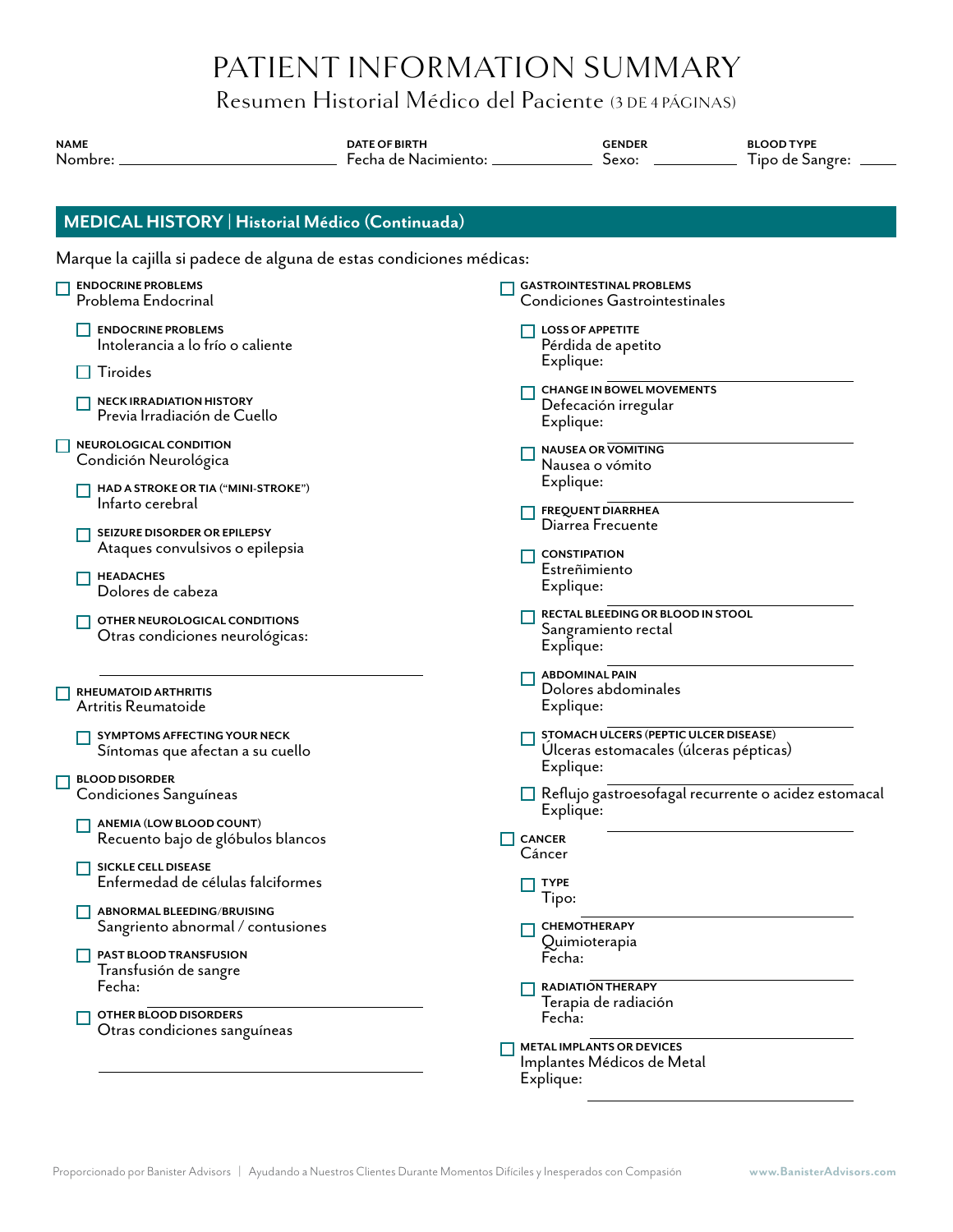# PATIENT INFORMATION SUMMARY

## Resumen Historial Médico del Paciente (3 DE 4 PÁGINAS)

**NAME**
Nombre: ____________________

**DATE OF BIRTH**
Fecha de Nacimiento: ____________

**GENDER**
Sexo: ________

**BLOOD TYPE**
Tipo de Sangre: ____

## MEDICAL HISTORY | Historial Médico (Continuada)

Marque la cajilla si padece de alguna de estas condiciones médicas:

- [ ] **ENDOCRINE PROBLEMS**
  Problema Endocrinal
  - [ ] **ENDOCRINE PROBLEMS**
    Intolerancia a lo frío o caliente
  - [ ] Tiroides
  - [ ] **NECK IRRADIATION HISTORY**
    Previa Irradiación de Cuello
- [ ] **NEUROLOGICAL CONDITION**
  Condición Neurológica
  - [ ] **HAD A STROKE OR TIA ("MINI-STROKE")**
    Infarto cerebral
  - [ ] **SEIZURE DISORDER OR EPILEPSY**
    Ataques convulsivos o epilepsia
  - [ ] **HEADACHES**
    Dolores de cabeza
  - [ ] **OTHER NEUROLOGICAL CONDITIONS**
    Otras condiciones neurológicas: ____________________
- [ ] **RHEUMATOID ARTHRITIS**
  Artritis Reumatoide
  - [ ] **SYMPTOMS AFFECTING YOUR NECK**
    Síntomas que afectan a su cuello
- [ ] **BLOOD DISORDER**
  Condiciones Sanguíneas
  - [ ] **ANEMIA (LOW BLOOD COUNT)**
    Recuento bajo de glóbulos blancos
  - [ ] **SICKLE CELL DISEASE**
    Enfermedad de células falciformes
  - [ ] **ABNORMAL BLEEDING/BRUISING**
    Sangriento abnormal / contusiones
  - [ ] **PAST BLOOD TRANSFUSION**
    Transfusión de sangre
    Fecha: ____________________
  - [ ] **OTHER BLOOD DISORDERS**
    Otras condiciones sanguíneas ____________________
- [ ] **GASTROINTESTINAL PROBLEMS**
  Condiciones Gastrointestinales
  - [ ] **LOSS OF APPETITE**
    Pérdida de apetito
    Explique: ____________________
  - [ ] **CHANGE IN BOWEL MOVEMENTS**
    Defecación irregular
    Explique: ____________________
  - [ ] **NAUSEA OR VOMITING**
    Nausea o vómito
    Explique: ____________________
  - [ ] **FREQUENT DIARRHEA**
    Diarrea Frecuente
  - [ ] **CONSTIPATION**
    Estreñimiento
    Explique: ____________________
  - [ ] **RECTAL BLEEDING OR BLOOD IN STOOL**
    Sangramiento rectal
    Explique: ____________________
  - [ ] **ABDOMINAL PAIN**
    Dolores abdominales
    Explique: ____________________
  - [ ] **STOMACH ULCERS (PEPTIC ULCER DISEASE)**
    Úlceras estomacales (úlceras pépticas)
    Explique: ____________________
  - [ ] Reflujo gastroesofagal recurrente o acidez estomacal
    Explique: ____________________
- [ ] **CANCER**
  Cáncer
  - [ ] **TYPE**
    Tipo: ____________________
  - [ ] **CHEMOTHERAPY**
    Quimioterapia
    Fecha: ____________________
  - [ ] **RADIATION THERAPY**
    Terapia de radiación
    Fecha: ____________________
- [ ] **METAL IMPLANTS OR DEVICES**
  Implantes Médicos de Metal
  Explique: ____________________

Proporcionado por Banister Advisors | Ayudando a Nuestros Clientes Durante Momentos Difíciles y Inesperados con Compasión www.BanisterAdvisors.com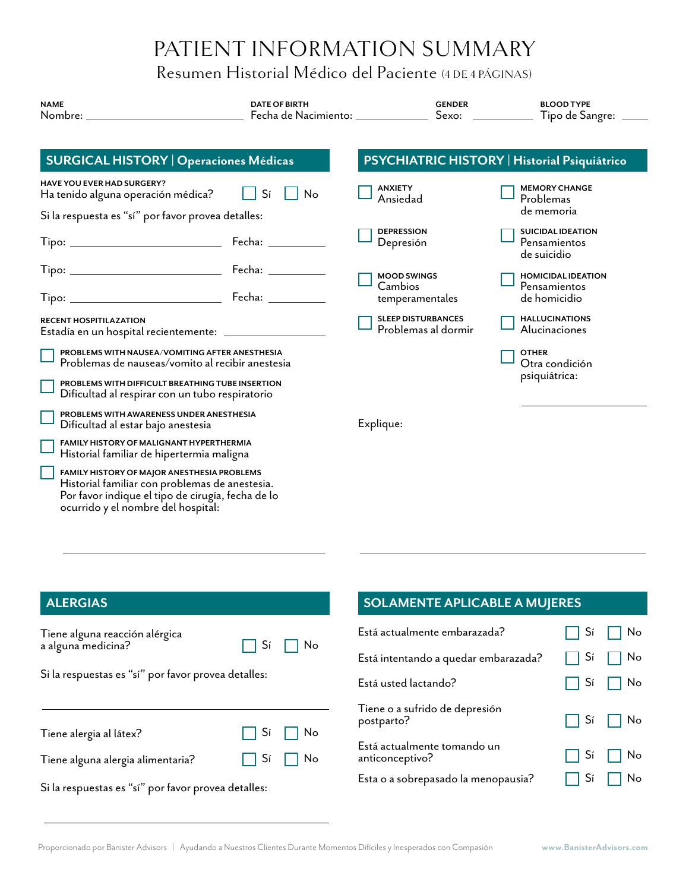# PATIENT INFORMATION SUMMARY

Resumen Historial Médico del Paciente (4 DE 4 PÁGINAS)

**NAME**
Nombre: ____________________

**DATE OF BIRTH**
Fecha de Nacimiento: ____________

**GENDER**
Sexo: __________

**BLOOD TYPE**
Tipo de Sangre: _____

## SURGICAL HISTORY | Operaciones Médicas

**HAVE YOU EVER HAD SURGERY?**
Ha tenido alguna operación médica? ☐ Sí ☐ No

Si la respuesta es "sí" por favor provea detalles:

Tipo: ____________________ Fecha: __________

Tipo: ____________________ Fecha: __________

Tipo: ____________________ Fecha: __________

**RECENT HOSPITILAZATION**
Estadía en un hospital recientemente: ____________________

☐ **PROBLEMS WITH NAUSEA/VOMITING AFTER ANESTHESIA**
Problemas de nauseas/vomito al recibir anestesia

☐ **PROBLEMS WITH DIFFICULT BREATHING TUBE INSERTION**
Dificultad al respirar con un tubo respiratorio

☐ **PROBLEMS WITH AWARENESS UNDER ANESTHESIA**
Dificultad al estar bajo anestesia

☐ **FAMILY HISTORY OF MALIGNANT HYPERTHERMIA**
Historial familiar de hipertermia maligna

☐ **FAMILY HISTORY OF MAJOR ANESTHESIA PROBLEMS**
Historial familiar con problemas de anestesia. Por favor indique el tipo de cirugía, fecha de lo ocurrido y el nombre del hospital:

____________________________________________

## PSYCHIATRIC HISTORY | Historial Psiquiátrico

☐ **ANXIETY**
Ansiedad

☐ **MEMORY CHANGE**
Problemas de memoria

☐ **DEPRESSION**
Depresión

☐ **SUICIDAL IDEATION**
Pensamientos de suicidio

☐ **MOOD SWINGS**
Cambios temperamentales

☐ **HOMICIDAL IDEATION**
Pensamientos de homicidio

☐ **SLEEP DISTURBANCES**
Problemas al dormir

☐ **HALLUCINATIONS**
Alucinaciones

☐ **OTHER**
Otra condición psiquiátrica: ____________________

Explique:

____________________________________________

## ALERGIAS

Tiene alguna reacción alérgica a alguna medicina? ☐ Sí ☐ No

Si la respuestas es "sí" por favor provea detalles:

____________________________________________

Tiene alergia al látex? ☐ Sí ☐ No

Tiene alguna alergia alimentaria? ☐ Sí ☐ No

Si la respuestas es "sí" por favor provea detalles:

____________________________________________

## SOLAMENTE APLICABLE A MUJERES

Está actualmente embarazada? ☐ Sí ☐ No

Está intentando a quedar embarazada? ☐ Sí ☐ No

Está usted lactando? ☐ Sí ☐ No

Tiene o a sufrido de depresión postparto? ☐ Sí ☐ No

Está actualmente tomando un anticonceptivo? ☐ Sí ☐ No

Esta o a sobrepasado la menopausia? ☐ Sí ☐ No

Proporcionado por Banister Advisors | Ayudando a Nuestros Clientes Durante Momentos Difíciles y Inesperados con Compasión www.BanisterAdvisors.com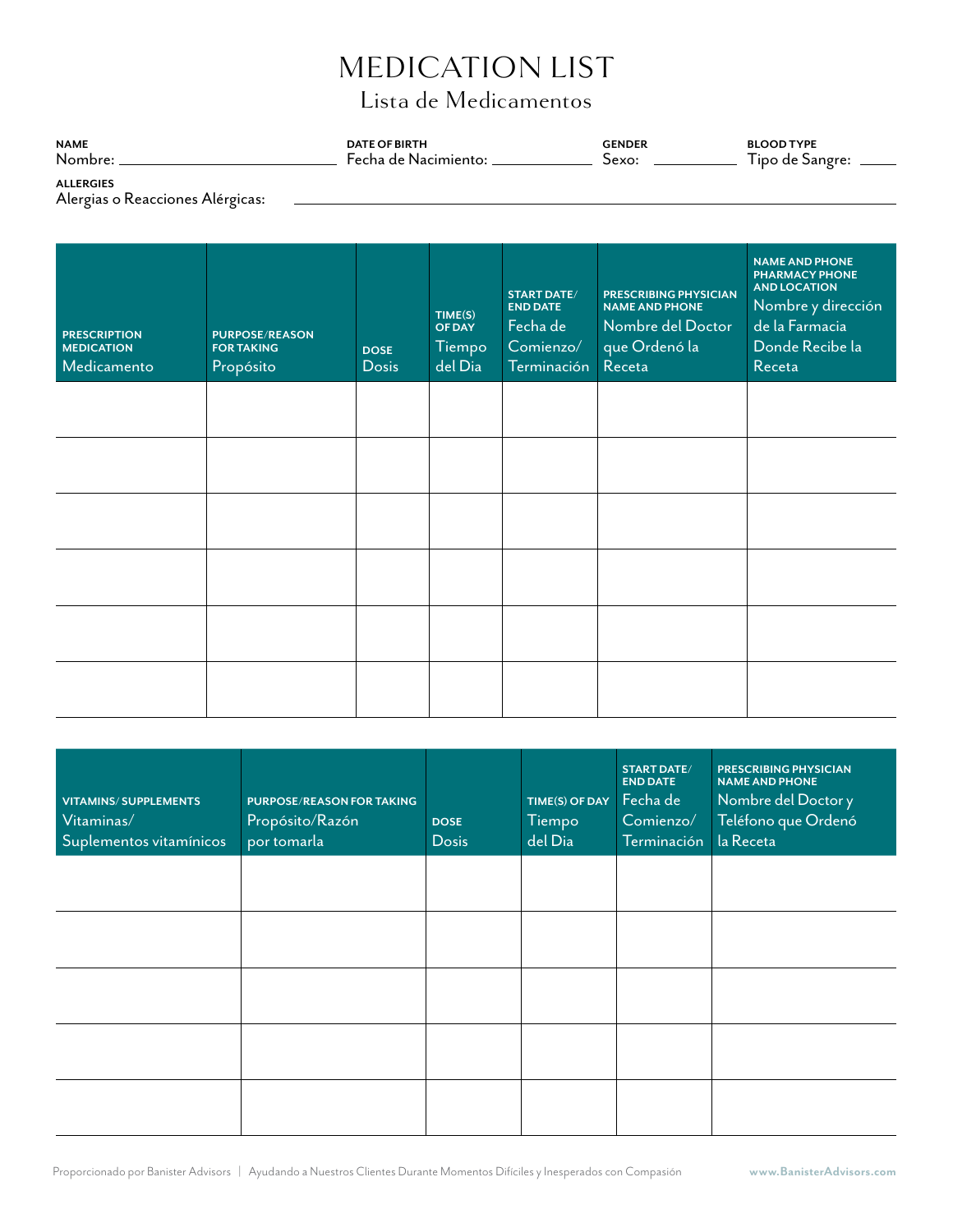# MEDICATION LIST

## Lista de Medicamentos

**NAME**
Nombre: ______________________

**DATE OF BIRTH**
Fecha de Nacimiento: ______________

**GENDER**
Sexo: __________

**BLOOD TYPE**
Tipo de Sangre: _____

**ALLERGIES**
Alergias o Reacciones Alérgicas: ________________________________________________

| **PRESCRIPTION MEDICATION** Medicamento | **PURPOSE/REASON FOR TAKING** Propósito | **DOSE** Dosis | **TIME(S) OF DAY** Tiempo del Dia | **START DATE/ END DATE** Fecha de Comienzo/ Terminación | **PRESCRIBING PHYSICIAN NAME AND PHONE** Nombre del Doctor que Ordenó la Receta | **NAME AND PHONE PHARMACY PHONE AND LOCATION** Nombre y dirección de la Farmacia Donde Recibe la Receta |
|---|---|---|---|---|---|---|
| | | | | | | |
| | | | | | | |
| | | | | | | |
| | | | | | | |
| | | | | | | |
| | | | | | | |

| **VITAMINS/ SUPPLEMENTS** Vitaminas/ Suplementos vitamínicos | **PURPOSE/REASON FOR TAKING** Propósito/Razón por tomarla | **DOSE** Dosis | **TIME(S) OF DAY** Tiempo del Dia | **START DATE/ END DATE** Fecha de Comienzo/ Terminación | **PRESCRIBING PHYSICIAN NAME AND PHONE** Nombre del Doctor y Teléfono que Ordenó la Receta |
|---|---|---|---|---|---|
| | | | | | |
| | | | | | |
| | | | | | |
| | | | | | |
| | | | | | |

Proporcionado por Banister Advisors | Ayudando a Nuestros Clientes Durante Momentos Difíciles y Inesperados con Compasión    www.BanisterAdvisors.com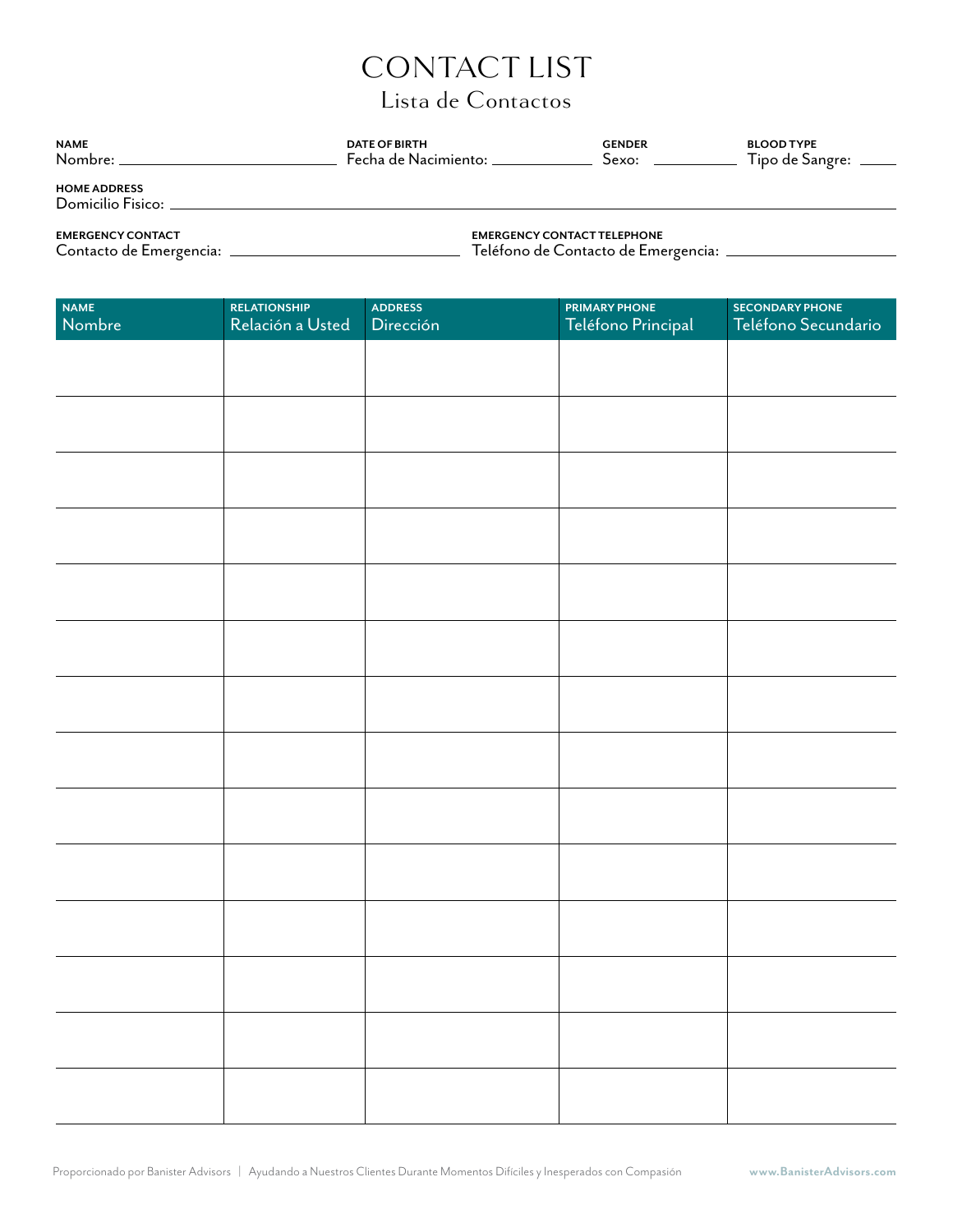# CONTACT LIST

## Lista de Contactos

**NAME**
Nombre: ____________________

**DATE OF BIRTH**
Fecha de Nacimiento: ____________

**GENDER**
Sexo: __________

**BLOOD TYPE**
Tipo de Sangre: ____

**HOME ADDRESS**
Domicilio Fisico: ____________________________________________

**EMERGENCY CONTACT**
Contacto de Emergencia: ____________________

**EMERGENCY CONTACT TELEPHONE**
Teléfono de Contacto de Emergencia: ____________________

| **NAME** Nombre | **RELATIONSHIP** Relación a Usted | **ADDRESS** Dirección | **PRIMARY PHONE** Teléfono Principal | **SECONDARY PHONE** Teléfono Secundario |
|---|---|---|---|---|
| | | | | |
| | | | | |
| | | | | |
| | | | | |
| | | | | |
| | | | | |
| | | | | |
| | | | | |
| | | | | |
| | | | | |
| | | | | |
| | | | | |
| | | | | |
| | | | | |

Proporcionado por Banister Advisors | Ayudando a Nuestros Clientes Durante Momentos Difíciles y Inesperados con Compasión www.BanisterAdvisors.com